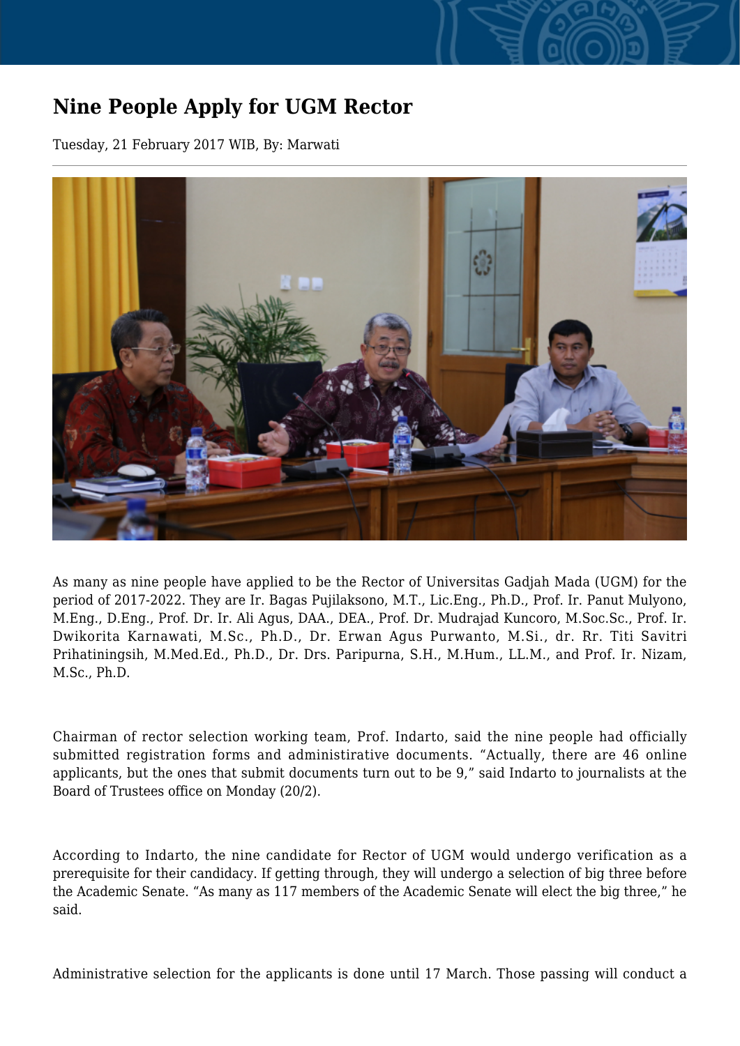# Nine People Apply for UGM Rector

Tuesday, 21 February 2017 WIB, By: Marwati

As many as nine people have applied to be the Rector of Universitas Gadjah Mada (UGM) for the period of 2017-2022. They are Ir. Bagas Pujilaksono, M.T., Lic.Eng., Ph.D., Prof. Ir. Panut Mulyono, M.Eng., D.Eng., Prof. Dr. Ir. Ali Agus, DAA., DEA., Prof. Dr. Mudrajad Kuncoro, M.Soc.Sc., Prof. Ir. Dwikorita Karnawati, M.Sc., Ph.D., Dr. Erwan Agus Purwanto, M.Si., dr. Rr. Titi Savitri Prihatiningsih, M.Med.Ed., Ph.D., Dr. Drs. Paripurna, S.H., M.Hum., LL.M., and Prof. Ir. Nizam, M.Sc., Ph.D.

Chairman of rector selection working team, Prof. Indarto, said the nine people had officially submitted registration forms and administrative documents. "Actually, there are 46 online applicants, but the ones that submit documents turn out to be 9," said Indarto to journalists at the Board of Trustees office on Monday (20/2).

According to Indarto, the nine candidate for Rector of UGM would undergo verification as a prerequisite for their candidacy. If getting through, they will undergo a selection of big three before the Academic Senate. "As many as 117 members of the Academic Senate will elect the big three," he said.

Administrative selection for the applicants is done until 17 March. Those passing will conduct a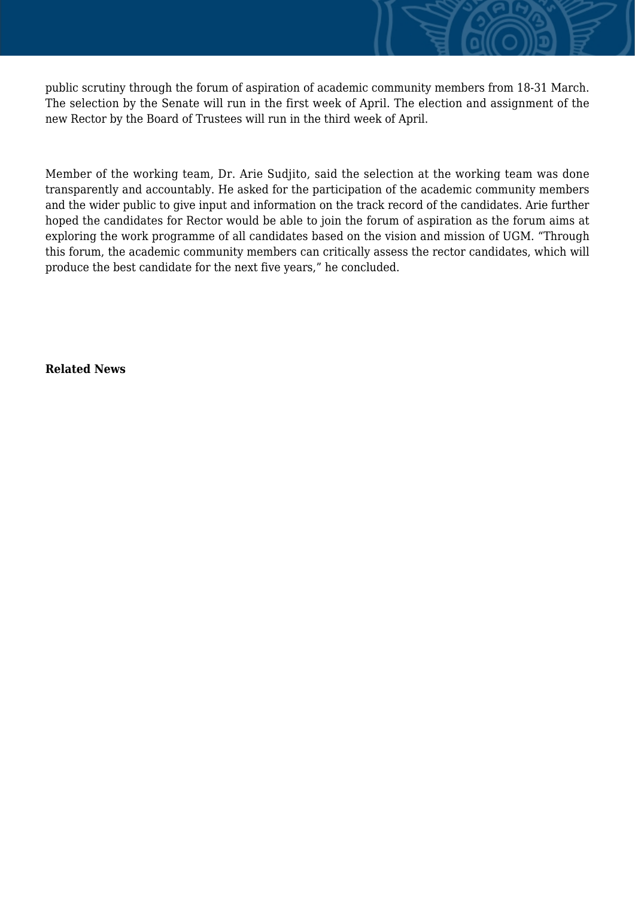public scrutiny through the forum of aspiration of academic community members from 18-31 March. The selection by the Senate will run in the first week of April. The election and assignment of the new Rector by the Board of Trustees will run in the third week of April.

Member of the working team, Dr. Arie Sudjito, said the selection at the working team was done transparently and accountably. He asked for the participation of the academic community members and the wider public to give input and information on the track record of the candidates. Arie further hoped the candidates for Rector would be able to join the forum of aspiration as the forum aims at exploring the work programme of all candidates based on the vision and mission of UGM. "Through this forum, the academic community members can critically assess the rector candidates, which will produce the best candidate for the next five years," he concluded.

**Related News**